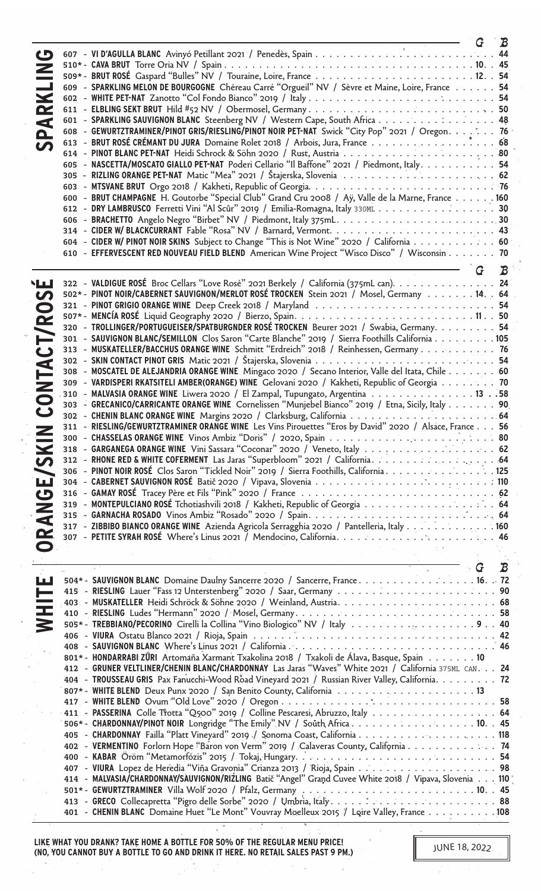## SPARKLING

| # | Wine | G | B |
|---|---|---|---|
| 607 | **VI D'AGULLA BLANC** Avinyó Petillant 2021 / Penedès, Spain | | 44 |
| 510* | **CAVA BRUT** Torre Oria NV / Spain | 10 | 45 |
| 509* | **BRUT ROSÉ** Gaspard "Bulles" NV / Touraine, Loire, France | 12 | 54 |
| 609 | **SPARKLING MELON DE BOURGOGNE** Chéreau Carré "Orgueil" NV / Sèvre et Maine, Loire, France | | 54 |
| 602 | **WHITE PET-NAT** Zanotto "Col Fondo Bianco" 2019 / Italy | | 54 |
| 611 | **ELBLING SEKT BRUT** Hild #52 NV / Obermosel, Germany | | 50 |
| 601 | **SPARKLING SAUVIGNON BLANC** Steenberg NV / Western Cape, South Africa | | 48 |
| 608 | **GEWURTZTRAMINER/PINOT GRIS/RIESLING/PINOT NOIR PET-NAT** Swick "City Pop" 2021 / Oregon | | 76 |
| 613 | **BRUT ROSÉ CRÉMANT DU JURA** Domaine Rolet 2018 / Arbois, Jura, France | | 68 |
| 614 | **PINOT BLANC PET-NAT** Heidi Schrock & Söhn 2020 / Rust, Austria | | 80 |
| 605 | **NASCETTA/MOSCATO GIALLO PET-NAT** Poderi Cellario "Il Baffone" 2021 / Piedmont, Italy | | 54 |
| 305 | **RIZLING ORANGE PET-NAT** Matic "Mea" 2021 / Štajerska, Slovenia | | 62 |
| 603 | **MTSVANE BRUT** Orgo 2018 / Kakheti, Republic of Georgia | | 76 |
| 600 | **BRUT CHAMPAGNE** H. Goutorbe "Special Club" Grand Cru 2008 / Aÿ, Valle de la Marne, France | | 160 |
| 612 | **DRY LAMBRUSCO** Ferretti Vini "Al Scûr" 2019 / Emilia-Romagna, Italy 330ML | | 30 |
| 606 | **BRACHETTO** Angelo Negro "Birbet" NV / Piedmont, Italy 375mL | | 30 |
| 314 | **CIDER W/ BLACKCURRANT** Fable "Rosa" NV / Barnard, Vermont | | 43 |
| 604 | **CIDER W/ PINOT NOIR SKINS** Subject to Change "This is Not Wine" 2020 / California | | 60 |
| 610 | **EFFERVESCENT RED NOUVEAU FIELD BLEND** American Wine Project "Wisco Disco" / Wisconsin | | 70 |

## ORANGE/SKIN CONTACT/ROSÉ

| # | Wine | G | B |
|---|---|---|---|
| 322 | **VALDIGUE ROSÉ** Broc Cellars "Love Rosé" 2021 Berkely / California (375mL can) | | 24 |
| 502* | **PINOT NOIR/CABERNET SAUVIGNON/MERLOT ROSÉ TROCKEN** Stein 2021 / Mosel, Germany | 14 | 64 |
| 321 | **PINOT GRIGIO ORANGE WINE** Deep Creek 2018 / Maryland | | 54 |
| 507* | **MENCÍA ROSÉ** Liquid Geography 2020 / Bierzo, Spain | 11 | 50 |
| 320 | **TROLLINGER/PORTUGUEISER/SPATBURGNDER ROSÉ TROCKEN** Beurer 2021 / Swabia, Germany | | 54 |
| 301 | **SAUVIGNON BLANC/SEMILLON** Clos Saron "Carte Blanche" 2019 / Sierra Foothills California | | 105 |
| 313 | **MUSKATELLER/BACCHUS ORANGE WINE** Schmitt "Erdreich" 2018 / Reinhessen, Germany | | 76 |
| 302 | **SKIN CONTACT PINOT GRIS** Matic 2021 / Štajerska, Slovenia | | 54 |
| 308 | **MOSCATEL DE ALEJANDRIA ORANGE WINE** Mingaco 2020 / Secano Interior, Valle del Itata, Chile | | 60 |
| 309 | **VARDISPERI RKATSITELI AMBER(ORANGE) WINE** Gelovani 2020 / Kakheti, Republic of Georgia | | 70 |
| 310 | **MALVASIA ORANGE WINE** Liwera 2020 / El Zampal, Tupungato, Argentina | 13 | 58 |
| 303 | **GRECANICO/CARRICANTE ORANGE WINE** Cornelissen "Munjebel Bianco" 2019 / Etna, Sicily, Italy | | 90 |
| 302 | **CHENIN BLANC ORANGE WINE** Margins 2020 / Clarksburg, California | | 64 |
| 311 | **RIESLING/GEWURTZTRAMINER ORANGE WINE** Les Vins Pirouettes "Eros by David" 2020 / Alsace, France | | 56 |
| 300 | **CHASSELAS ORANGE WINE** Vinos Ambiz "Doris" / 2020, Spain | | 80 |
| 318 | **GARGANEGA ORANGE WINE** Vini Sassara "Coconar" 2020 / Veneto, Italy | | 62 |
| 312 | **RHONE RED & WHITE COFERMENT** Las Jaras "Superbloom" 2021 / California | | 64 |
| 306 | **PINOT NOIR ROSÉ** Clos Saron "Tickled Noir" 2019 / Sierra Foothills, California | | 125 |
| 304 | **CABERNET SAUVIGNON ROSÉ** Batič 2020 / Vipava, Slovenia | | 110 |
| 316 | **GAMAY ROSÉ** Tracey Père et Fils "Pink" 2020 / France | | 62 |
| 319 | **MONTEPULCIANO ROSÉ** Tchotiashvili 2018 / Kakheti, Republic of Georgia | | 64 |
| 315 | **GARNACHA ROSADO** Vinos Ambiz "Rosado" 2020 / Spain | | 64 |
| 317 | **ZIBBIBO BIANCO ORANGE WINE** Azienda Agricola Serragghia 2020 / Pantelleria, Italy | | 160 |
| 307 | **PETITE SYRAH ROSÉ** Where's Linus 2021 / Mendocino, California | | 46 |

## WHITE

| # | Wine | G | B |
|---|---|---|---|
| 504* | **SAUVIGNON BLANC** Domaine Daulny Sancerre 2020 / Sancerre, France | 16 | 72 |
| 415 | **RIESLING** Lauer "Fass 12 Unterstenberg" 2020 / Saar, Germany | | 90 |
| 403 | **MUSKATELLER** Heidi Schröck & Söhne 2020 / Weinland, Austria | | 68 |
| 410 | **RIESLING** Ludes "Hermann" 2020 / Mosel, Germany | | 58 |
| 505* | **TREBBIANO/PECORINO** Cirelli la Collina "Vino Biologico" NV / Italy | 9 | 40 |
| 406 | **VIURA** Ostatu Blanco 2021 / Rioja, Spain | | 42 |
| 408 | **SAUVIGNON BLANC** Where's Linus 2021 / California | | 46 |
| 801* | **HONDARRABI ZURI** Artomaña Xarmant Txakolina 2018 / Txakoli de Álava, Basque, Spain | 10 | |
| 412 | **GRUNER VELTLINER/CHENIN BLANC/CHARDONNAY** Las Jaras "Waves" White 2021 / California 375ML CAN | | 24 |
| 404 | **TROUSSEAU GRIS** Pax Fanucchi-Wood Road Vineyard 2021 / Russian River Valley, California | | 72 |
| 807* | **WHITE BLEND** Deux Punx 2020 / San Benito County, California | 13 | |
| 417 | **WHITE BLEND** Ovum "Old Love" 2020 / Oregon | | 58 |
| 411 | **PASSERINA** Colle Trotta "Q500" 2019 / Colline Pescaresi, Abruzzo, Italy | | 64 |
| 506* | **CHARDONNAY/PINOT NOIR** Longridge "The Emily" NV / South Africa | 10 | 45 |
| 405 | **CHARDONNAY** Failla "Platt Vineyard" 2019 / Sonoma Coast, California | | 118 |
| 402 | **VERMENTINO** Forlorn Hope "Baron von Verm" 2019 / Calaveras County, California | | 74 |
| 400 | **KABAR** Öröm "Metamorfózis" 2015 / Tokaj, Hungary | | 54 |
| 407 | **VIURA** Lopez de Heredia "Viña Gravonia" Crianza 2013 / Rioja, Spain | | 98 |
| 414 | **MALVASIA/CHARDONNAY/SAUVIGNON/RIZLING** Batič "Angel" Grand Cuvee White 2018 / Vipava, Slovenia | | 110 |
| 501* | **GEWURTZTRAMINER** Villa Wolf 2020 / Pfalz, Germany | 10 | 45 |
| 413 | **GRECO** Collecapretta "Pigro delle Sorbe" 2020 / Umbria, Italy | | 88 |
| 401 | **CHENIN BLANC** Domaine Huet "Le Mont" Vouvray Moelleux 2015 / Loire Valley, France | | 108 |

**LIKE WHAT YOU DRANK? TAKE HOME A BOTTLE FOR 50% OF THE REGULAR MENU PRICE!**
**(NO, YOU CANNOT BUY A BOTTLE TO GO AND DRINK IT HERE. NO RETAIL SALES PAST 9 PM.)**

JUNE 18, 2022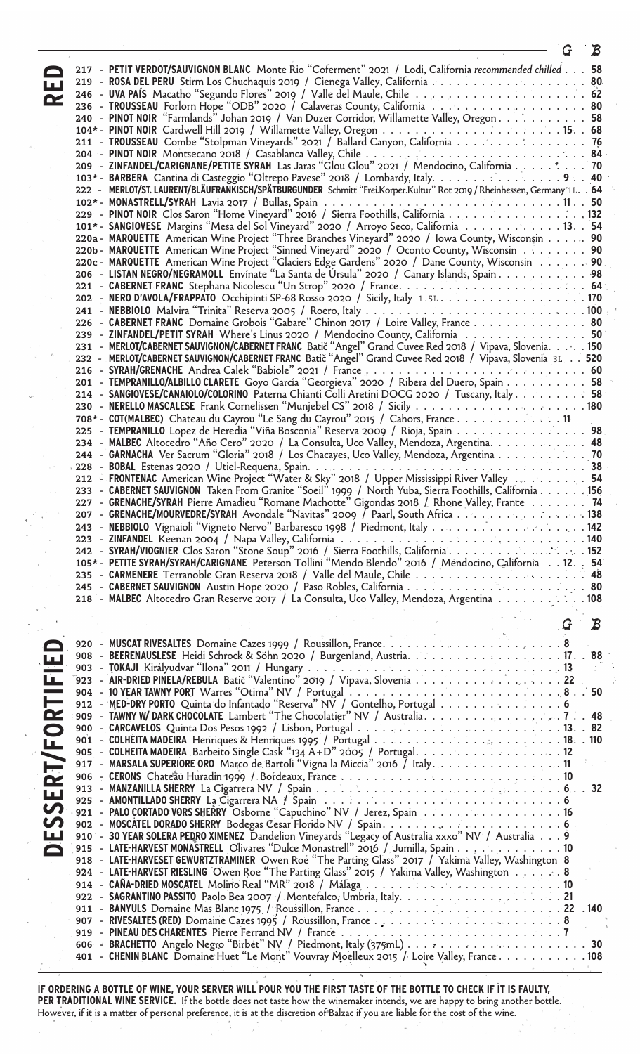# RED

| | | G | B |
|---|---|---|---|
| 217 | **PETIT VERDOT/SAUVIGNON BLANC** Monte Rio "Coferment" 2021 / Lodi, California *recommended chilled* | | 58 |
| 219 | **ROSA DEL PERU** Stirm Los Chuchaquis 2019 / Cienega Valley, California | | 80 |
| 246 | **UVA PAÍS** Macatho "Segundo Flores" 2019 / Valle del Maule, Chile | | 62 |
| 236 | **TROUSSEAU** Forlorn Hope "ODB" 2020 / Calaveras County, California | | 80 |
| 240 | **PINOT NOIR** "Farmlands" Johan 2019 / Van Duzer Corridor, Willamette Valley, Oregon | | 58 |
| 104* | **PINOT NOIR** Cardwell Hill 2019 / Willamette Valley, Oregon | 15 | 68 |
| 211 | **TROUSSEAU** Combe "Stolpman Vineyards" 2021 / Ballard Canyon, California | | 76 |
| 204 | **PINOT NOIR** Montsecano 2018 / Casablanca Valley, Chile | | 84 |
| 209 | **ZINFANDEL/CARIGNANE/PETITE SYRAH** Las Jaras "Glou Glou" 2021 / Mendocino, California | | 70 |
| 103* | **BARBERA** Cantina di Casteggio "Oltrepo Pavese" 2018 / Lombardy, Italy | 9 | 40 |
| 222 | **MERLOT/ST. LAURENT/BLÄUFRANKISCH/SPÄTBURGUNDER** Schmitt "Frei.Korper.Kultur" Rot 2019 / Rheinhessen, Germany 1L | | 64 |
| 102* | **MONASTRELL/SYRAH** Lavia 2017 / Bullas, Spain | 11 | 50 |
| 229 | **PINOT NOIR** Clos Saron "Home Vineyard" 2016 / Sierra Foothills, California | | 132 |
| 101* | **SANGIOVESE** Margins "Mesa del Sol Vineyard" 2020 / Arroyo Seco, California | 13 | 54 |
| 220a | **MARQUETTE** American Wine Project "Three Branches Vineyard" 2020 / Iowa County, Wisconsin | | 90 |
| 220b | **MARQUETTE** American Wine Project "Sinned Vineyard" 2020 / Oconto County, Wisconsin | | 90 |
| 220c | **MARQUETTE** American Wine Project "Glaciers Edge Gardens" 2020 / Dane County, Wisconsin | | 90 |
| 206 | **LISTAN NEGRO/NEGRAMOLL** Envínate "La Santa de Úrsula" 2020 / Canary Islands, Spain | | 98 |
| 221 | **CABERNET FRANC** Stephana Nicolescu "Un Strop" 2020 / France | | 64 |
| 202 | **NERO D'AVOLA/FRAPPATO** Occhipinti SP-68 Rosso 2020 / Sicily, Italy 1.5L | | 170 |
| 241 | **NEBBIOLO** Malvira "Trinita" Reserva 2005 / Roero, Italy | | 100 |
| 226 | **CABERNET FRANC** Domaine Grobois "Gabare" Chinon 2017 / Loire Valley, France | | 80 |
| 239 | **ZINFANDEL/PETIT SYRAH** Where's Linus 2020 / Mendocino County, California | | 50 |
| 231 | **MERLOT/CABERNET SAUVIGNON/CABERNET FRANC** Batič "Angel" Grand Cuvee Red 2018 / Vipava, Slovenia | | 150 |
| 232 | **MERLOT/CABERNET SAUVIGNON/CABERNET FRANC** Batič "Angel" Grand Cuvee Red 2018 / Vipava, Slovenia 3L | | 520 |
| 216 | **SYRAH/GRENACHE** Andrea Calek "Babiole" 2021 / France | | 60 |
| 201 | **TEMPRANILLO/ALBILLO CLARETE** Goyo García "Georgieva" 2020 / Ribera del Duero, Spain | | 58 |
| 214 | **SANGIOVESE/CANAIOLO/COLORINO** Paterna Chianti Colli Aretini DOCG 2020 / Tuscany, Italy | | 58 |
| 230 | **NERELLO MASCALESE** Frank Cornelissen "Munjebel CS" 2018 / Sicily | | 180 |
| 708* | **COT(MALBEC)** Chateau du Cayrou "Le Sang du Cayrou" 2015 / Cahors, France | 11 | |
| 225 | **TEMPRANILLO** Lopez de Heredia "Viña Bosconia" Reserva 2009 / Rioja, Spain | | 98 |
| 234 | **MALBEC** Altocedro "Año Cero" 2020 / La Consulta, Uco Valley, Mendoza, Argentina | | 48 |
| 244 | **GARNACHA** Ver Sacrum "Gloria" 2018 / Los Chacayes, Uco Valley, Mendoza, Argentina | | 70 |
| 228 | **BOBAL** Estenas 2020 / Utiel-Requena, Spain | | 38 |
| 212 | **FRONTENAC** American Wine Project "Water & Sky" 2018 / Upper Mississippi River Valley | | 54 |
| 233 | **CABERNET SAUVIGNON** Taken From Granite "Soeil" 1999 / North Yuba, Sierra Foothills, California | | 156 |
| 227 | **GRENACHE/SYRAH** Pierre Amadieu "Romane Machotte" Gigondas 2018 / Rhone Valley, France | | 74 |
| 207 | **GRENACHE/MOURVEDRE/SYRAH** Avondale "Navitas" 2009 / Paarl, South Africa | | 138 |
| 243 | **NEBBIOLO** Vignaioli "Vigneto Nervo" Barbaresco 1998 / Piedmont, Italy | | 142 |
| 223 | **ZINFANDEL** Keenan 2004 / Napa Valley, California | | 140 |
| 242 | **SYRAH/VIOGNIER** Clos Saron "Stone Soup" 2016 / Sierra Foothills, California | | 152 |
| 105* | **PETITE SYRAH/SYRAH/CARIGNANE** Peterson Tollini "Mendo Blendo" 2016 / Mendocino, California | 12 | 54 |
| 235 | **CARMENERE** Terranoble Gran Reserva 2018 / Valle del Maule, Chile | | 48 |
| 245 | **CABERNET SAUVIGNON** Austin Hope 2020 / Paso Robles, California | | 80 |
| 218 | **MALBEC** Altocedro Gran Reserve 2017 / La Consulta, Uco Valley, Mendoza, Argentina | | 108 |

# DESSERT/FORTIFIED

| | | G | B |
|---|---|---|---|
| 920 | **MUSCAT RIVESALTES** Domaine Cazes 1999 / Roussillon, France | 8 | |
| 908 | **BEERENAUSLESE** Heidi Schrock & Söhn 2020 / Burgenland, Austria | 17 | 88 |
| 903 | **TOKAJI** Királyudvar "Ilona" 2011 / Hungary | 13 | |
| 923 | **AIR-DRIED PINELA/REBULA** Batič "Valentino" 2019 / Vipava, Slovenia | 22 | |
| 904 | **10 YEAR TAWNY PORT** Warres "Otima" NV / Portugal | 8 | 50 |
| 912 | **MED-DRY PORTO** Quinta do Infantado "Reserva" NV / Gontelho, Portugal | 6 | |
| 909 | **TAWNY W/ DARK CHOCOLATE** Lambert "The Chocolatier" NV / Australia | 7 | 48 |
| 900 | **CARCAVELOS** Quinta Dos Pesos 1992 / Lisbon, Portugal | 13 | 82 |
| 901 | **COLHEITA MADEIRA** Henriques & Henriques 1995 / Portugal | 18 | 110 |
| 905 | **COLHEITA MADEIRA** Barbeito Single Cask "134 A+D" 2005 / Portugal | 12 | |
| 917 | **MARSALA SUPERIORE ORO** Marco de Bartoli "Vigna la Miccia" 2016 / Italy | 11 | |
| 906 | **CERONS** Chateau Huradin 1999 / Bordeaux, France | 10 | |
| 913 | **MANZANILLA SHERRY** La Cigarrera NV / Spain | 6 | 32 |
| 925 | **AMONTILLADO SHERRY** La Cigarrera NA / Spain | 6 | |
| 921 | **PALO CORTADO VORS SHERRY** Osborne "Capuchino" NV / Jerez, Spain | 16 | |
| 902 | **MOSCATEL DORADO SHERRY** Bodegas Cesar Florido NV / Spain | 6 | |
| 910 | **30 YEAR SOLERA PEDRO XIMENEZ** Dandelion Vineyards "Legacy of Australia xxxo" NV / Australia | 9 | |
| 915 | **LATE-HARVEST MONASTRELL** Olivares "Dulce Monastrell" 2016 / Jumilla, Spain | 10 | |
| 918 | **LATE-HARVESET GEWURTZTRAMINER** Owen Roe "The Parting Glass" 2017 / Yakima Valley, Washington | 8 | |
| 924 | **LATE-HARVEST RIESLING** Owen Roe "The Parting Glass" 2015 / Yakima Valley, Washington | 8 | |
| 914 | **CAÑA-DRIED MOSCATEL** Molino Real "MR" 2018 / Málaga | 10 | |
| 922 | **SAGRANTINO PASSITO** Paolo Bea 2007 / Montefalco, Umbria, Italy | 21 | |
| 911 | **BANYULS** Domaine Mas Blanc 1975 / Roussillon, France | 22 | 140 |
| 907 | **RIVESALTES (RED)** Domaine Cazes 1995 / Roussillon, France | 8 | |
| 919 | **PINEAU DES CHARENTES** Pierre Ferrand NV / France | 7 | |
| 606 | **BRACHETTO** Angelo Negro "Birbet" NV / Piedmont, Italy (375mL) | | 30 |
| 401 | **CHENIN BLANC** Domaine Huet "Le Mont" Vouvray Moelleux 2015 / Loire Valley, France | | 108 |

**IF ORDERING A BOTTLE OF WINE, YOUR SERVER WILL POUR YOU THE FIRST TASTE OF THE BOTTLE TO CHECK IF IT IS FAULTY, PER TRADITIONAL WINE SERVICE.** If the bottle does not taste how the winemaker intends, we are happy to bring another bottle. However, if it is a matter of personal preference, it is at the discretion of Balzac if you are liable for the cost of the wine.